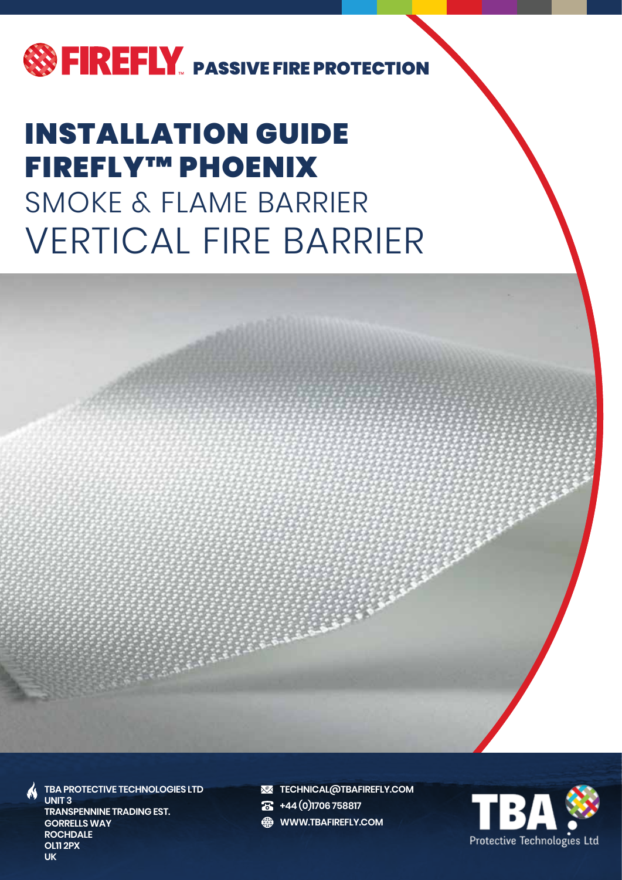FIREFLY™ PASSIVE FIRE PROTECTION

# INSTALLATION GUIDE FIREFLY™ PHOENIX

## SMOKE & FLAME BARRIER

## VERTICAL FIRE BARRIER

**TBA PROTECTIVE TECHNOLOGIES LTD**
**UNIT 3**
**TRANSPENNINE TRADING EST.**
**GORRELLS WAY**
**ROCHDALE**
**OL11 2PX**
**UK**

**TECHNICAL@TBAFIREFLY.COM**
**+44 (0)1706 758817**
**WWW.TBAFIREFLY.COM**

TBA Protective Technologies Ltd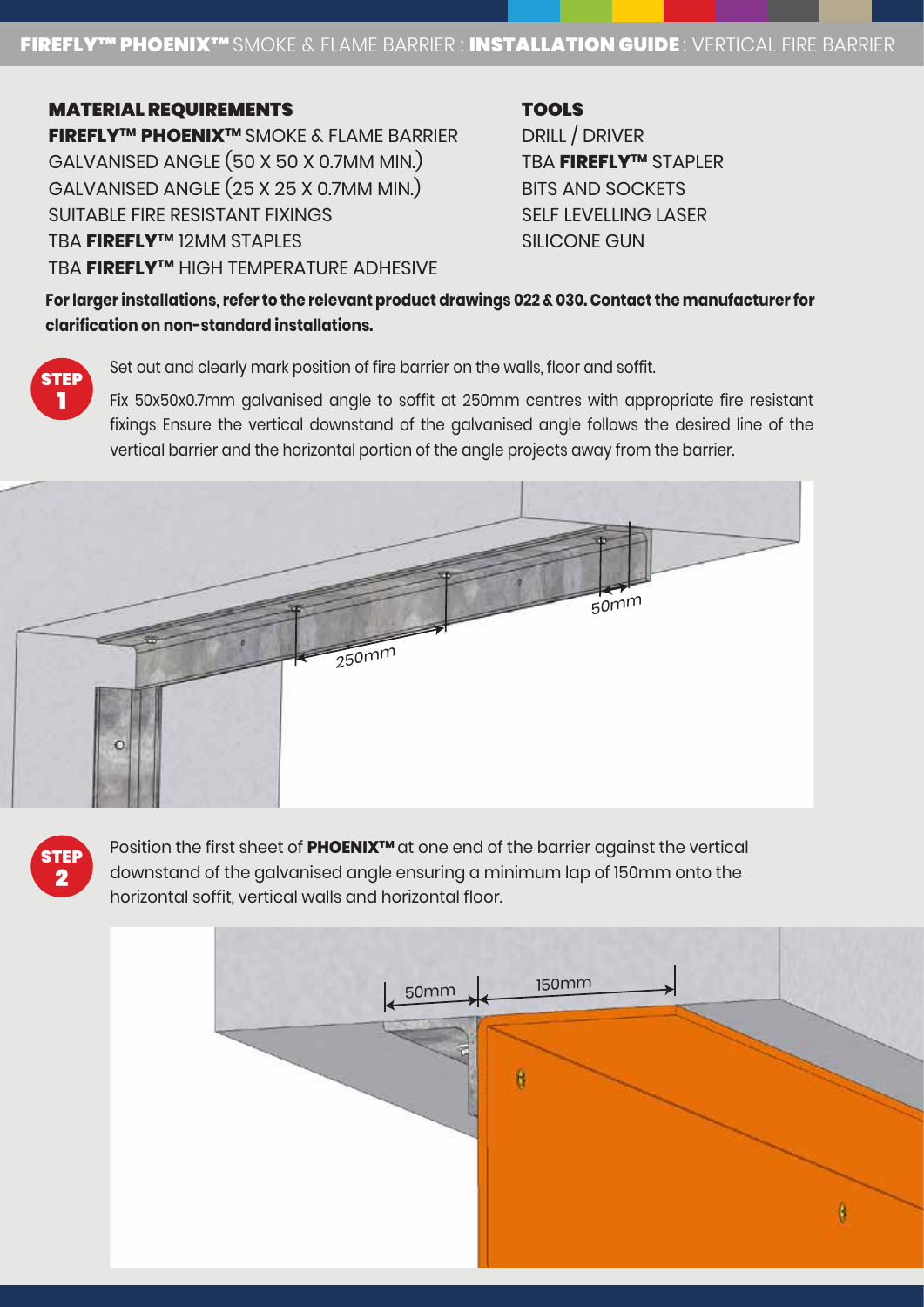## MATERIAL REQUIREMENTS

**FIREFLY™ PHOENIX™** SMOKE & FLAME BARRIER
GALVANISED ANGLE (50 X 50 X 0.7MM MIN.)
GALVANISED ANGLE (25 X 25 X 0.7MM MIN.)
SUITABLE FIRE RESISTANT FIXINGS
TBA **FIREFLY™** 12MM STAPLES
TBA **FIREFLY™** HIGH TEMPERATURE ADHESIVE

## TOOLS

DRILL / DRIVER
TBA **FIREFLY™** STAPLER
BITS AND SOCKETS
SELF LEVELLING LASER
SILICONE GUN

**For larger installations, refer to the relevant product drawings 022 & 030. Contact the manufacturer for clarification on non-standard installations.**

### STEP 1

Set out and clearly mark position of fire barrier on the walls, floor and soffit.

Fix 50x50x0.7mm galvanised angle to soffit at 250mm centres with appropriate fire resistant fixings Ensure the vertical downstand of the galvanised angle follows the desired line of the vertical barrier and the horizontal portion of the angle projects away from the barrier.

250mm
50mm

### STEP 2

Position the first sheet of **PHOENIX™** at one end of the barrier against the vertical downstand of the galvanised angle ensuring a minimum lap of 150mm onto the horizontal soffit, vertical walls and horizontal floor.

50mm
150mm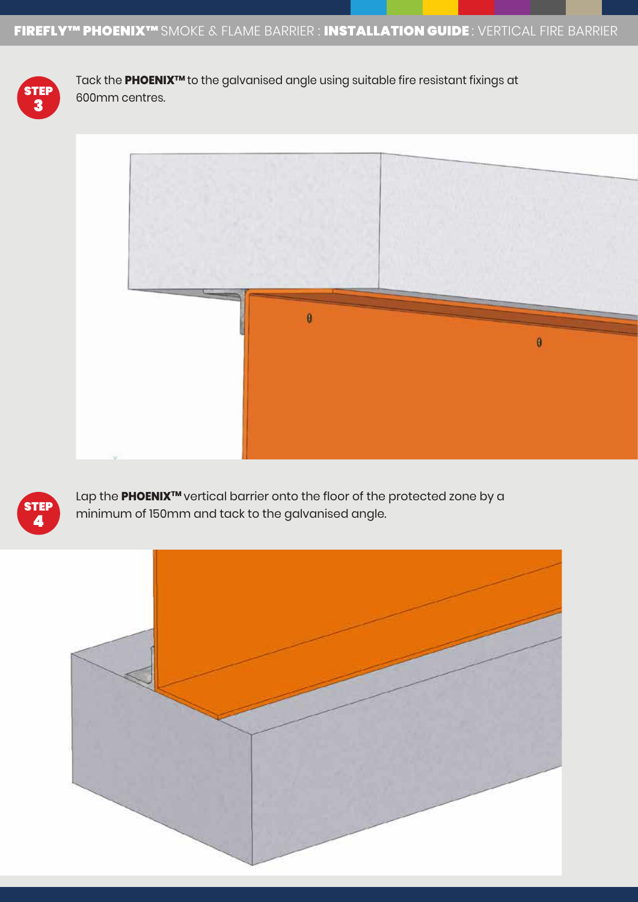**STEP 3**

Tack the **PHOENIX™** to the galvanised angle using suitable fire resistant fixings at 600mm centres.

**STEP 4**

Lap the **PHOENIX™** vertical barrier onto the floor of the protected zone by a minimum of 150mm and tack to the galvanised angle.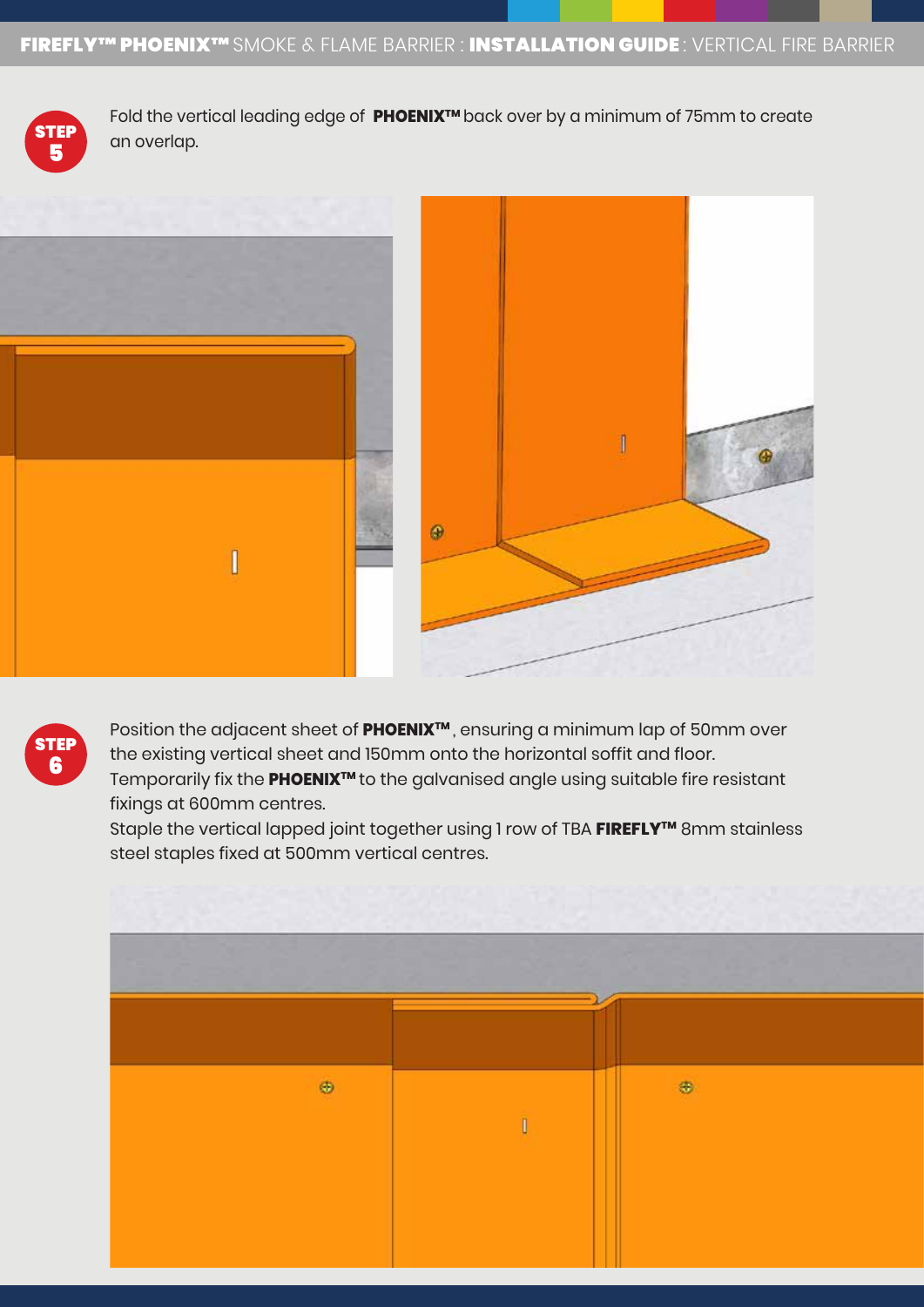**STEP 5**

Fold the vertical leading edge of **PHOENIX™** back over by a minimum of 75mm to create an overlap.

**STEP 6**

Position the adjacent sheet of **PHOENIX™**, ensuring a minimum lap of 50mm over the existing vertical sheet and 150mm onto the horizontal soffit and floor.
Temporarily fix the **PHOENIX™** to the galvanised angle using suitable fire resistant fixings at 600mm centres.
Staple the vertical lapped joint together using 1 row of TBA **FIREFLY™** 8mm stainless steel staples fixed at 500mm vertical centres.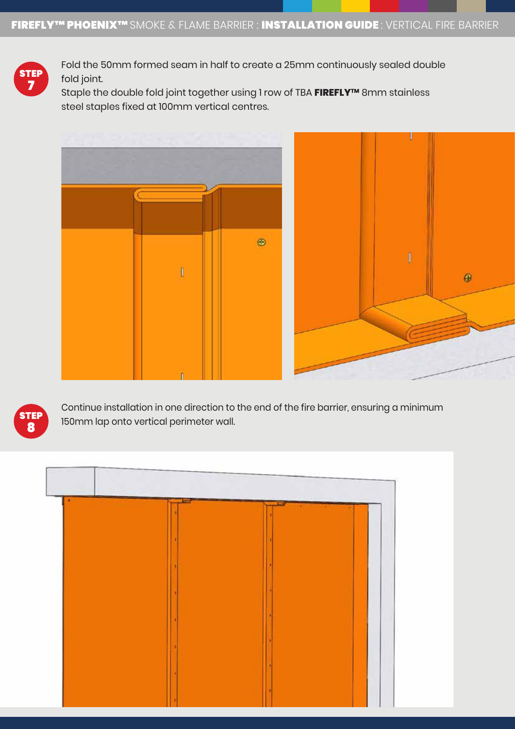**STEP 7**

Fold the 50mm formed seam in half to create a 25mm continuously sealed double fold joint.
Staple the double fold joint together using 1 row of TBA **FIREFLY™** 8mm stainless steel staples fixed at 100mm vertical centres.

**STEP 8**

Continue installation in one direction to the end of the fire barrier, ensuring a minimum 150mm lap onto vertical perimeter wall.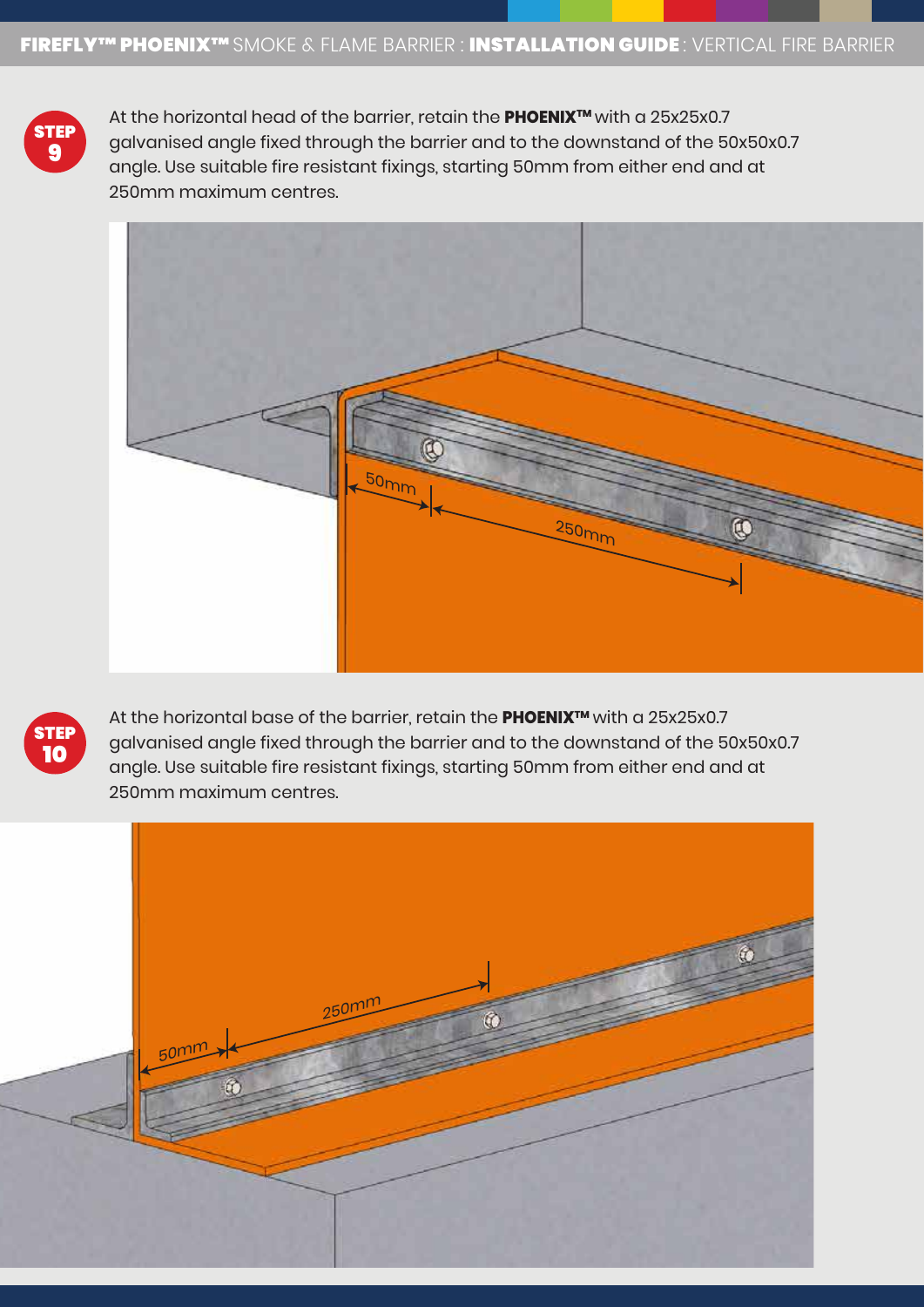**STEP 9**

At the horizontal head of the barrier, retain the **PHOENIX™** with a 25x25x0.7 galvanised angle fixed through the barrier and to the downstand of the 50x50x0.7 angle. Use suitable fire resistant fixings, starting 50mm from either end and at 250mm maximum centres.

50mm
250mm

**STEP 10**

At the horizontal base of the barrier, retain the **PHOENIX™** with a 25x25x0.7 galvanised angle fixed through the barrier and to the downstand of the 50x50x0.7 angle. Use suitable fire resistant fixings, starting 50mm from either end and at 250mm maximum centres.

50mm
250mm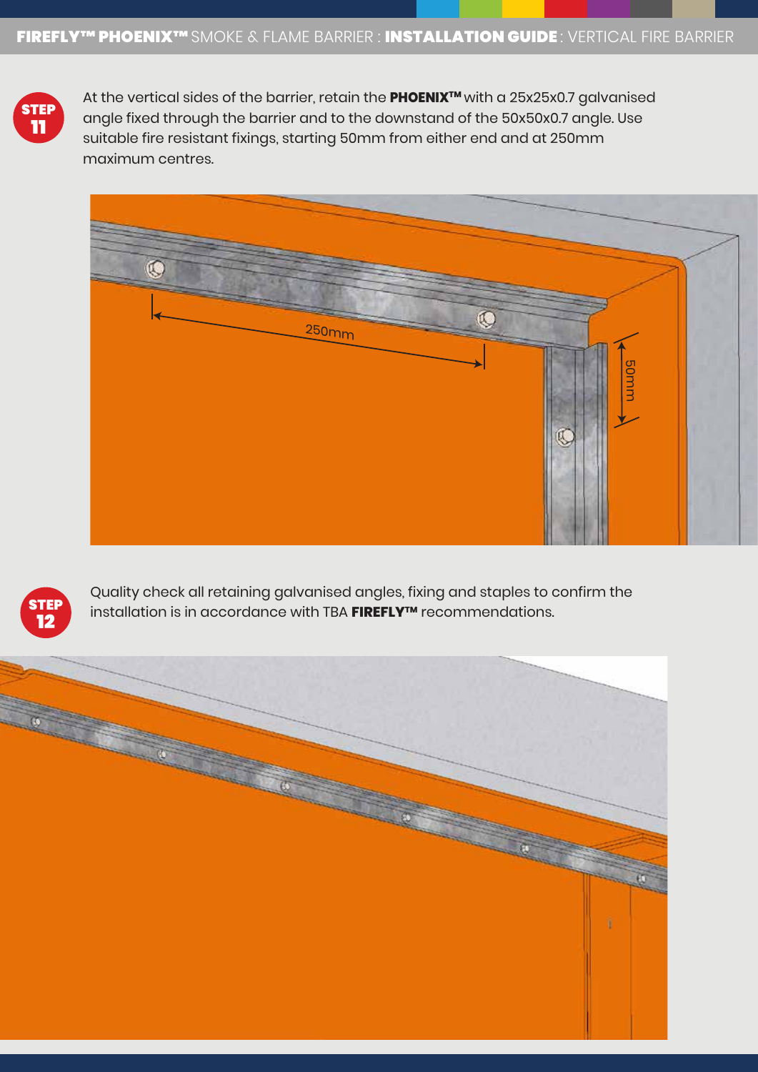**STEP 11**

At the vertical sides of the barrier, retain the **PHOENIX™** with a 25x25x0.7 galvanised angle fixed through the barrier and to the downstand of the 50x50x0.7 angle. Use suitable fire resistant fixings, starting 50mm from either end and at 250mm maximum centres.

250mm

50mm

**STEP 12**

Quality check all retaining galvanised angles, fixing and staples to confirm the installation is in accordance with TBA **FIREFLY™** recommendations.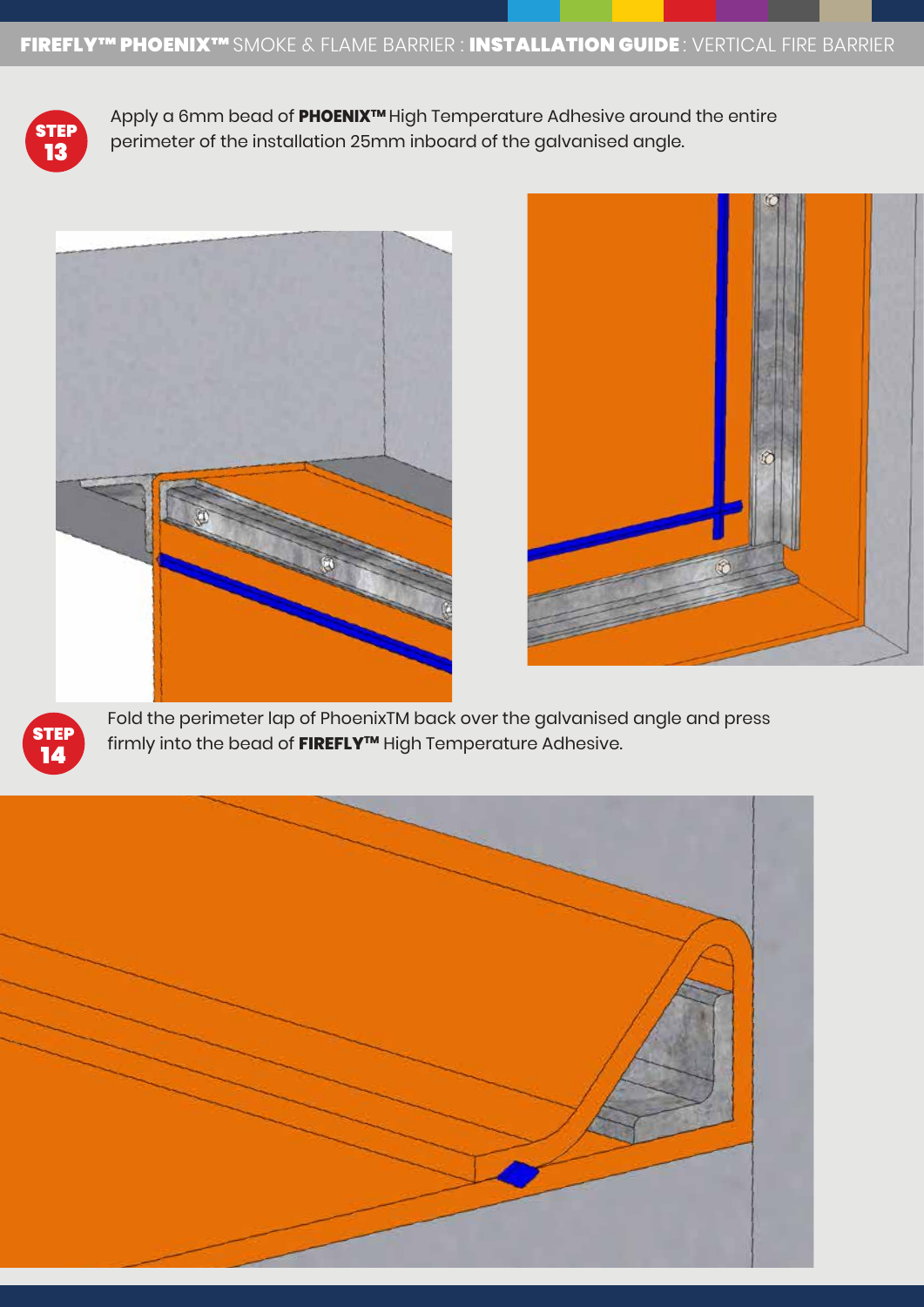**STEP 13**

Apply a 6mm bead of **PHOENIX™** High Temperature Adhesive around the entire perimeter of the installation 25mm inboard of the galvanised angle.

**STEP 14**

Fold the perimeter lap of PhoenixTM back over the galvanised angle and press firmly into the bead of **FIREFLY™** High Temperature Adhesive.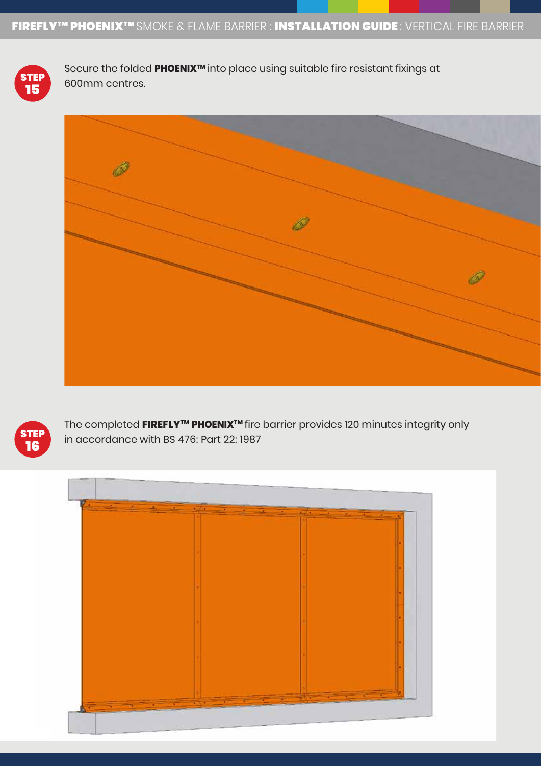**STEP 15**

Secure the folded **PHOENIX™** into place using suitable fire resistant fixings at 600mm centres.

**STEP 16**

The completed **FIREFLY™ PHOENIX™** fire barrier provides 120 minutes integrity only in accordance with BS 476: Part 22: 1987